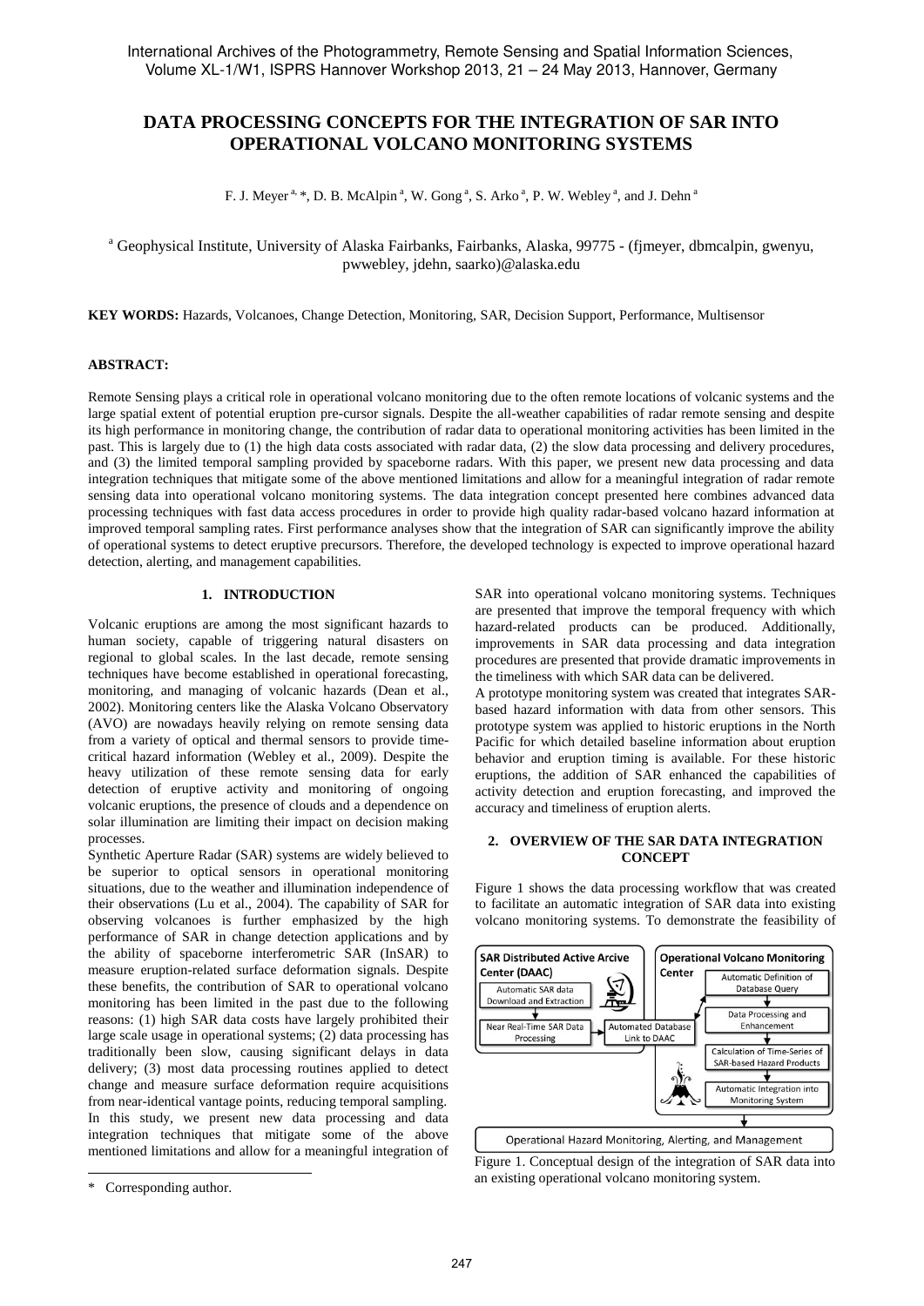# DATA PROCESSING CONCEPTS FOR THE INTEGRATION OF SAR INTO OPERATIONAL VOLCANO MONITORING SYSTEMS

F. J. Meyer [a, *], D. B. McAlpin [a], W. Gong [a], S. Arko [a], P. W. Webley [a], and J. Dehn [a]

[a] Geophysical Institute, University of Alaska Fairbanks, Fairbanks, Alaska, 99775 - (fjmeyer, dbmcalpin, gwenyu, pwwebley, jdehn, saarko)@alaska.edu

**KEY WORDS:** Hazards, Volcanoes, Change Detection, Monitoring, SAR, Decision Support, Performance, Multisensor

**ABSTRACT:**

Remote Sensing plays a critical role in operational volcano monitoring due to the often remote locations of volcanic systems and the large spatial extent of potential eruption pre-cursor signals. Despite the all-weather capabilities of radar remote sensing and despite its high performance in monitoring change, the contribution of radar data to operational monitoring activities has been limited in the past. This is largely due to (1) the high data costs associated with radar data, (2) the slow data processing and delivery procedures, and (3) the limited temporal sampling provided by spaceborne radars. With this paper, we present new data processing and data integration techniques that mitigate some of the above mentioned limitations and allow for a meaningful integration of radar remote sensing data into operational volcano monitoring systems. The data integration concept presented here combines advanced data processing techniques with fast data access procedures in order to provide high quality radar-based volcano hazard information at improved temporal sampling rates. First performance analyses show that the integration of SAR can significantly improve the ability of operational systems to detect eruptive precursors. Therefore, the developed technology is expected to improve operational hazard detection, alerting, and management capabilities.

## 1. INTRODUCTION

Volcanic eruptions are among the most significant hazards to human society, capable of triggering natural disasters on regional to global scales. In the last decade, remote sensing techniques have become established in operational forecasting, monitoring, and managing of volcanic hazards (Dean et al., 2002). Monitoring centers like the Alaska Volcano Observatory (AVO) are nowadays heavily relying on remote sensing data from a variety of optical and thermal sensors to provide time-critical hazard information (Webley et al., 2009). Despite the heavy utilization of these remote sensing data for early detection of eruptive activity and monitoring of ongoing volcanic eruptions, the presence of clouds and a dependence on solar illumination are limiting their impact on decision making processes.

Synthetic Aperture Radar (SAR) systems are widely believed to be superior to optical sensors in operational monitoring situations, due to the weather and illumination independence of their observations (Lu et al., 2004). The capability of SAR for observing volcanoes is further emphasized by the high performance of SAR in change detection applications and by the ability of spaceborne interferometric SAR (InSAR) to measure eruption-related surface deformation signals. Despite these benefits, the contribution of SAR to operational volcano monitoring has been limited in the past due to the following reasons: (1) high SAR data costs have largely prohibited their large scale usage in operational systems; (2) data processing has traditionally been slow, causing significant delays in data delivery; (3) most data processing routines applied to detect change and measure surface deformation require acquisitions from near-identical vantage points, reducing temporal sampling.

In this study, we present new data processing and data integration techniques that mitigate some of the above mentioned limitations and allow for a meaningful integration of SAR into operational volcano monitoring systems. Techniques are presented that improve the temporal frequency with which hazard-related products can be produced. Additionally, improvements in SAR data processing and data integration procedures are presented that provide dramatic improvements in the timeliness with which SAR data can be delivered.

A prototype monitoring system was created that integrates SAR-based hazard information with data from other sensors. This prototype system was applied to historic eruptions in the North Pacific for which detailed baseline information about eruption behavior and eruption timing is available. For these historic eruptions, the addition of SAR enhanced the capabilities of activity detection and eruption forecasting, and improved the accuracy and timeliness of eruption alerts.

## 2. OVERVIEW OF THE SAR DATA INTEGRATION CONCEPT

Figure 1 shows the data processing workflow that was created to facilitate an automatic integration of SAR data into existing volcano monitoring systems. To demonstrate the feasibility of

Figure 1. Conceptual design of the integration of SAR data into an existing operational volcano monitoring system.

\* Corresponding author.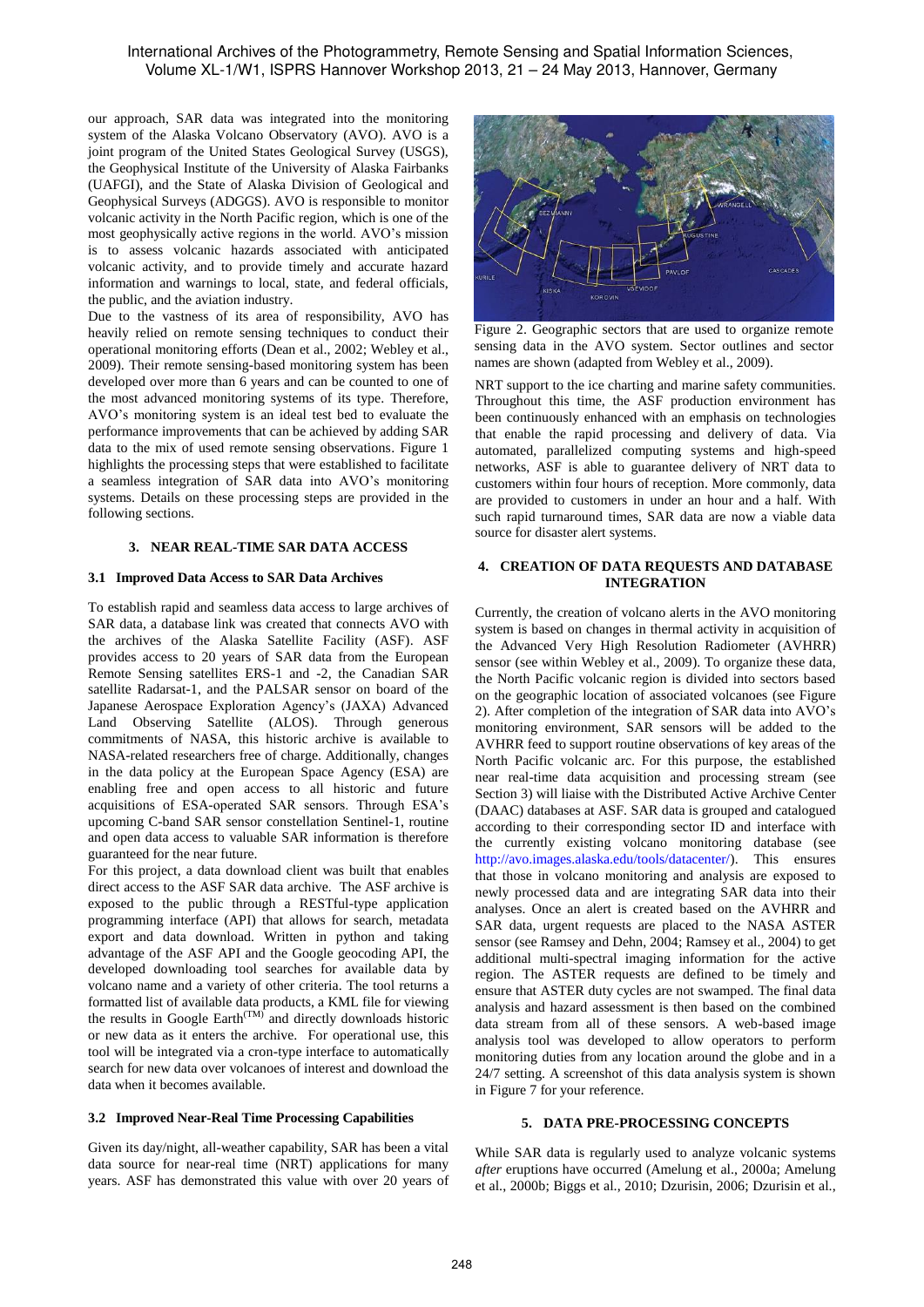our approach, SAR data was integrated into the monitoring system of the Alaska Volcano Observatory (AVO). AVO is a joint program of the United States Geological Survey (USGS), the Geophysical Institute of the University of Alaska Fairbanks (UAFGI), and the State of Alaska Division of Geological and Geophysical Surveys (ADGGS). AVO is responsible to monitor volcanic activity in the North Pacific region, which is one of the most geophysically active regions in the world. AVO's mission is to assess volcanic hazards associated with anticipated volcanic activity, and to provide timely and accurate hazard information and warnings to local, state, and federal officials, the public, and the aviation industry.

Due to the vastness of its area of responsibility, AVO has heavily relied on remote sensing techniques to conduct their operational monitoring efforts (Dean et al., 2002; Webley et al., 2009). Their remote sensing-based monitoring system has been developed over more than 6 years and can be counted to one of the most advanced monitoring systems of its type. Therefore, AVO's monitoring system is an ideal test bed to evaluate the performance improvements that can be achieved by adding SAR data to the mix of used remote sensing observations. Figure 1 highlights the processing steps that were established to facilitate a seamless integration of SAR data into AVO's monitoring systems. Details on these processing steps are provided in the following sections.

## 3. NEAR REAL-TIME SAR DATA ACCESS

### 3.1 Improved Data Access to SAR Data Archives

To establish rapid and seamless data access to large archives of SAR data, a database link was created that connects AVO with the archives of the Alaska Satellite Facility (ASF). ASF provides access to 20 years of SAR data from the European Remote Sensing satellites ERS-1 and -2, the Canadian SAR satellite Radarsat-1, and the PALSAR sensor on board of the Japanese Aerospace Exploration Agency's (JAXA) Advanced Land Observing Satellite (ALOS). Through generous commitments of NASA, this historic archive is available to NASA-related researchers free of charge. Additionally, changes in the data policy at the European Space Agency (ESA) are enabling free and open access to all historic and future acquisitions of ESA-operated SAR sensors. Through ESA's upcoming C-band SAR sensor constellation Sentinel-1, routine and open data access to valuable SAR information is therefore guaranteed for the near future.

For this project, a data download client was built that enables direct access to the ASF SAR data archive. The ASF archive is exposed to the public through a RESTful-type application programming interface (API) that allows for search, metadata export and data download. Written in python and taking advantage of the ASF API and the Google geocoding API, the developed downloading tool searches for available data by volcano name and a variety of other criteria. The tool returns a formatted list of available data products, a KML file for viewing the results in Google Earth(TM) and directly downloads historic or new data as it enters the archive. For operational use, this tool will be integrated via a cron-type interface to automatically search for new data over volcanoes of interest and download the data when it becomes available.

### 3.2 Improved Near-Real Time Processing Capabilities

Given its day/night, all-weather capability, SAR has been a vital data source for near-real time (NRT) applications for many years. ASF has demonstrated this value with over 20 years of NRT support to the ice charting and marine safety communities. Throughout this time, the ASF production environment has been continuously enhanced with an emphasis on technologies that enable the rapid processing and delivery of data. Via automated, parallelized computing systems and high-speed networks, ASF is able to guarantee delivery of NRT data to customers within four hours of reception. More commonly, data are provided to customers in under an hour and a half. With such rapid turnaround times, SAR data are now a viable data source for disaster alert systems.

Figure 2. Geographic sectors that are used to organize remote sensing data in the AVO system. Sector outlines and sector names are shown (adapted from Webley et al., 2009).

## 4. CREATION OF DATA REQUESTS AND DATABASE INTEGRATION

Currently, the creation of volcano alerts in the AVO monitoring system is based on changes in thermal activity in acquisition of the Advanced Very High Resolution Radiometer (AVHRR) sensor (see within Webley et al., 2009). To organize these data, the North Pacific volcanic region is divided into sectors based on the geographic location of associated volcanoes (see Figure 2). After completion of the integration of SAR data into AVO's monitoring environment, SAR sensors will be added to the AVHRR feed to support routine observations of key areas of the North Pacific volcanic arc. For this purpose, the established near real-time data acquisition and processing stream (see Section 3) will liaise with the Distributed Active Archive Center (DAAC) databases at ASF. SAR data is grouped and catalogued according to their corresponding sector ID and interface with the currently existing volcano monitoring database (see http://avo.images.alaska.edu/tools/datacenter/). This ensures that those in volcano monitoring and analysis are exposed to newly processed data and are integrating SAR data into their analyses. Once an alert is created based on the AVHRR and SAR data, urgent requests are placed to the NASA ASTER sensor (see Ramsey and Dehn, 2004; Ramsey et al., 2004) to get additional multi-spectral imaging information for the active region. The ASTER requests are defined to be timely and ensure that ASTER duty cycles are not swamped. The final data analysis and hazard assessment is then based on the combined data stream from all of these sensors. A web-based image analysis tool was developed to allow operators to perform monitoring duties from any location around the globe and in a 24/7 setting. A screenshot of this data analysis system is shown in Figure 7 for your reference.

## 5. DATA PRE-PROCESSING CONCEPTS

While SAR data is regularly used to analyze volcanic systems *after* eruptions have occurred (Amelung et al., 2000a; Amelung et al., 2000b; Biggs et al., 2010; Dzurisin, 2006; Dzurisin et al.,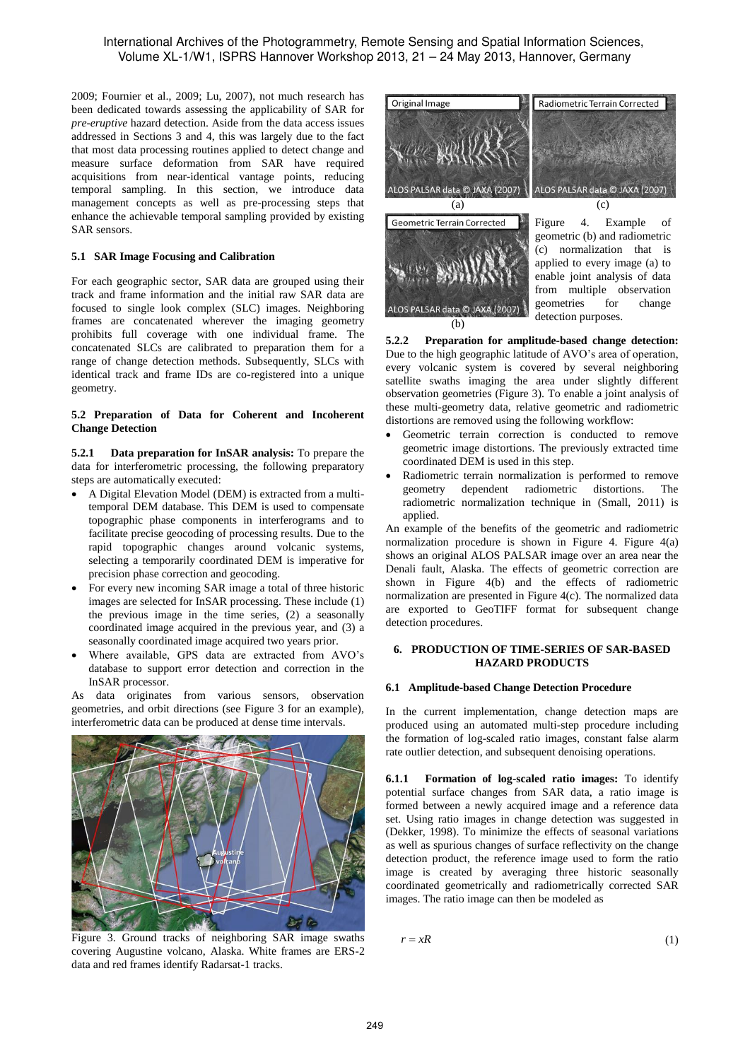2009; Fournier et al., 2009; Lu, 2007), not much research has been dedicated towards assessing the applicability of SAR for *pre-eruptive* hazard detection. Aside from the data access issues addressed in Sections 3 and 4, this was largely due to the fact that most data processing routines applied to detect change and measure surface deformation from SAR have required acquisitions from near-identical vantage points, reducing temporal sampling. In this section, we introduce data management concepts as well as pre-processing steps that enhance the achievable temporal sampling provided by existing SAR sensors.

### 5.1 SAR Image Focusing and Calibration

For each geographic sector, SAR data are grouped using their track and frame information and the initial raw SAR data are focused to single look complex (SLC) images. Neighboring frames are concatenated wherever the imaging geometry prohibits full coverage with one individual frame. The concatenated SLCs are calibrated to preparation them for a range of change detection methods. Subsequently, SLCs with identical track and frame IDs are co-registered into a unique geometry.

### 5.2 Preparation of Data for Coherent and Incoherent Change Detection

**5.2.1 Data preparation for InSAR analysis:** To prepare the data for interferometric processing, the following preparatory steps are automatically executed:

- A Digital Elevation Model (DEM) is extracted from a multi-temporal DEM database. This DEM is used to compensate topographic phase components in interferograms and to facilitate precise geocoding of processing results. Due to the rapid topographic changes around volcanic systems, selecting a temporarily coordinated DEM is imperative for precision phase correction and geocoding.
- For every new incoming SAR image a total of three historic images are selected for InSAR processing. These include (1) the previous image in the time series, (2) a seasonally coordinated image acquired in the previous year, and (3) a seasonally coordinated image acquired two years prior.
- Where available, GPS data are extracted from AVO's database to support error detection and correction in the InSAR processor.

As data originates from various sensors, observation geometries, and orbit directions (see Figure 3 for an example), interferometric data can be produced at dense time intervals.

Figure 3. Ground tracks of neighboring SAR image swaths covering Augustine volcano, Alaska. White frames are ERS-2 data and red frames identify Radarsat-1 tracks.

Figure 4. Example of geometric (b) and radiometric (c) normalization that is applied to every image (a) to enable joint analysis of data from multiple observation geometries for change detection purposes.

**5.2.2 Preparation for amplitude-based change detection:** Due to the high geographic latitude of AVO's area of operation, every volcanic system is covered by several neighboring satellite swaths imaging the area under slightly different observation geometries (Figure 3). To enable a joint analysis of these multi-geometry data, relative geometric and radiometric distortions are removed using the following workflow:

- Geometric terrain correction is conducted to remove geometric image distortions. The previously extracted time coordinated DEM is used in this step.
- Radiometric terrain normalization is performed to remove geometry dependent radiometric distortions. The radiometric normalization technique in (Small, 2011) is applied.

An example of the benefits of the geometric and radiometric normalization procedure is shown in Figure 4. Figure 4(a) shows an original ALOS PALSAR image over an area near the Denali fault, Alaska. The effects of geometric correction are shown in Figure 4(b) and the effects of radiometric normalization are presented in Figure 4(c). The normalized data are exported to GeoTIFF format for subsequent change detection procedures.

## 6. PRODUCTION OF TIME-SERIES OF SAR-BASED HAZARD PRODUCTS

### 6.1 Amplitude-based Change Detection Procedure

In the current implementation, change detection maps are produced using an automated multi-step procedure including the formation of log-scaled ratio images, constant false alarm rate outlier detection, and subsequent denoising operations.

**6.1.1 Formation of log-scaled ratio images:** To identify potential surface changes from SAR data, a ratio image is formed between a newly acquired image and a reference data set. Using ratio images in change detection was suggested in (Dekker, 1998). To minimize the effects of seasonal variations as well as spurious changes of surface reflectivity on the change detection product, the reference image used to form the ratio image is created by averaging three historic seasonally coordinated geometrically and radiometrically corrected SAR images. The ratio image can then be modeled as

$$r = xR \tag{1}$$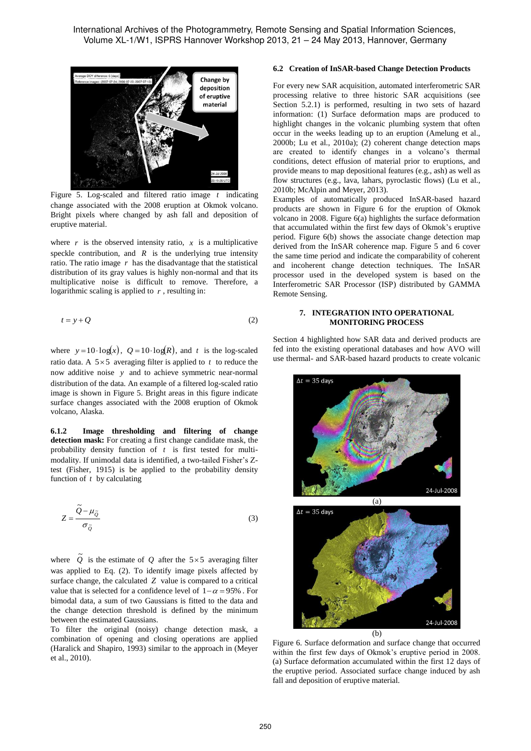Figure 5. Log-scaled and filtered ratio image $t$ indicating change associated with the 2008 eruption at Okmok volcano. Bright pixels where changed by ash fall and deposition of eruptive material.

where $r$ is the observed intensity ratio, $x$ is a multiplicative speckle contribution, and $R$ is the underlying true intensity ratio. The ratio image $r$ has the disadvantage that the statistical distribution of its gray values is highly non-normal and that its multiplicative noise is difficult to remove. Therefore, a logarithmic scaling is applied to $r$, resulting in:

$$t = y + Q \tag{2}$$

where $y = 10 \cdot \log(x)$, $Q = 10 \cdot \log(R)$, and $t$ is the log-scaled ratio data. A $5 \times 5$ averaging filter is applied to $t$ to reduce the now additive noise $y$ and to achieve symmetric near-normal distribution of the data. An example of a filtered log-scaled ratio image is shown in Figure 5. Bright areas in this figure indicate surface changes associated with the 2008 eruption of Okmok volcano, Alaska.

**6.1.2 Image thresholding and filtering of change detection mask:** For creating a first change candidate mask, the probability density function of $t$ is first tested for multi-modality. If unimodal data is identified, a two-tailed Fisher's Z-test (Fisher, 1915) is be applied to the probability density function of $t$ by calculating

$$Z = \frac{\tilde{Q} - \mu_{\tilde{Q}}}{\sigma_{\tilde{Q}}} \tag{3}$$

where $\tilde{Q}$ is the estimate of $Q$ after the $5 \times 5$ averaging filter was applied to Eq. (2). To identify image pixels affected by surface change, the calculated $Z$ value is compared to a critical value that is selected for a confidence level of $1 - \alpha = 95\%$. For bimodal data, a sum of two Gaussians is fitted to the data and the change detection threshold is defined by the minimum between the estimated Gaussians.

To filter the original (noisy) change detection mask, a combination of opening and closing operations are applied (Haralick and Shapiro, 1993) similar to the approach in (Meyer et al., 2010).

### 6.2 Creation of InSAR-based Change Detection Products

For every new SAR acquisition, automated interferometric SAR processing relative to three historic SAR acquisitions (see Section 5.2.1) is performed, resulting in two sets of hazard information: (1) Surface deformation maps are produced to highlight changes in the volcanic plumbing system that often occur in the weeks leading up to an eruption (Amelung et al., 2000b; Lu et al., 2010a); (2) coherent change detection maps are created to identify changes in a volcano's thermal conditions, detect effusion of material prior to eruptions, and provide means to map depositional features (e.g., ash) as well as flow structures (e.g., lava, lahars, pyroclastic flows) (Lu et al., 2010b; McAlpin and Meyer, 2013).

Examples of automatically produced InSAR-based hazard products are shown in Figure 6 for the eruption of Okmok volcano in 2008. Figure 6(a) highlights the surface deformation that accumulated within the first few days of Okmok's eruptive period. Figure 6(b) shows the associate change detection map derived from the InSAR coherence map. Figure 5 and 6 cover the same time period and indicate the comparability of coherent and incoherent change detection techniques. The InSAR processor used in the developed system is based on the Interferometric SAR Processor (ISP) distributed by GAMMA Remote Sensing.

## 7. INTEGRATION INTO OPERATIONAL MONITORING PROCESS

Section 4 highlighted how SAR data and derived products are fed into the existing operational databases and how AVO will use thermal- and SAR-based hazard products to create volcanic

Figure 6. Surface deformation and surface change that occurred within the first few days of Okmok's eruptive period in 2008. (a) Surface deformation accumulated within the first 12 days of the eruptive period. Associated surface change induced by ash fall and deposition of eruptive material.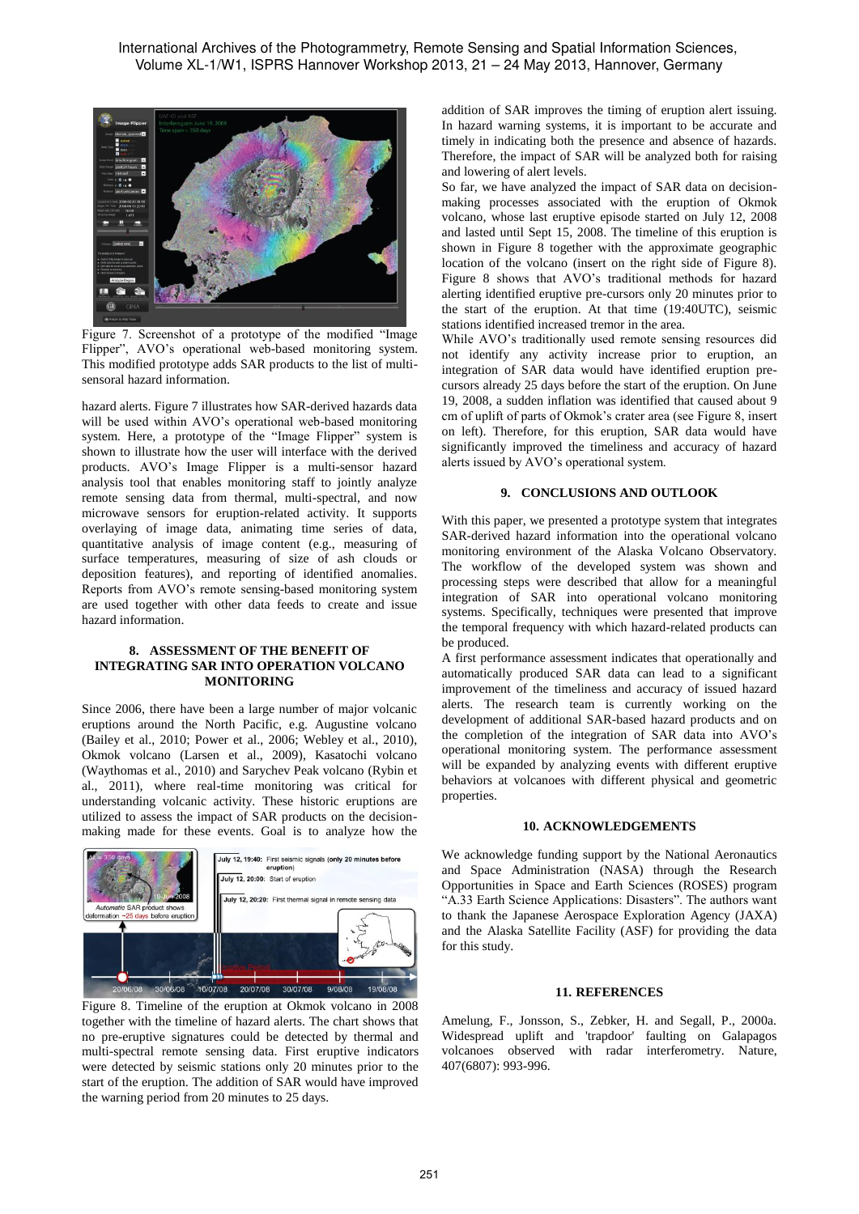Figure 7. Screenshot of a prototype of the modified "Image Flipper", AVO's operational web-based monitoring system. This modified prototype adds SAR products to the list of multi-sensoral hazard information.

hazard alerts. Figure 7 illustrates how SAR-derived hazards data will be used within AVO's operational web-based monitoring system. Here, a prototype of the "Image Flipper" system is shown to illustrate how the user will interface with the derived products. AVO's Image Flipper is a multi-sensor hazard analysis tool that enables monitoring staff to jointly analyze remote sensing data from thermal, multi-spectral, and now microwave sensors for eruption-related activity. It supports overlaying of image data, animating time series of data, quantitative analysis of image content (e.g., measuring of surface temperatures, measuring of size of ash clouds or deposition features), and reporting of identified anomalies. Reports from AVO's remote sensing-based monitoring system are used together with other data feeds to create and issue hazard information.

## 8. ASSESSMENT OF THE BENEFIT OF INTEGRATING SAR INTO OPERATION VOLCANO MONITORING

Since 2006, there have been a large number of major volcanic eruptions around the North Pacific, e.g. Augustine volcano (Bailey et al., 2010; Power et al., 2006; Webley et al., 2010), Okmok volcano (Larsen et al., 2009), Kasatochi volcano (Waythomas et al., 2010) and Sarychev Peak volcano (Rybin et al., 2011), where real-time monitoring was critical for understanding volcanic activity. These historic eruptions are utilized to assess the impact of SAR products on the decision-making made for these events. Goal is to analyze how the addition of SAR improves the timing of eruption alert issuing. In hazard warning systems, it is important to be accurate and timely in indicating both the presence and absence of hazards. Therefore, the impact of SAR will be analyzed both for raising and lowering of alert levels.

Figure 8. Timeline of the eruption at Okmok volcano in 2008 together with the timeline of hazard alerts. The chart shows that no pre-eruptive signatures could be detected by thermal and multi-spectral remote sensing data. First eruptive indicators were detected by seismic stations only 20 minutes prior to the start of the eruption. The addition of SAR would have improved the warning period from 20 minutes to 25 days.

So far, we have analyzed the impact of SAR data on decision-making processes associated with the eruption of Okmok volcano, whose last eruptive episode started on July 12, 2008 and lasted until Sept 15, 2008. The timeline of this eruption is shown in Figure 8 together with the approximate geographic location of the volcano (insert on the right side of Figure 8). Figure 8 shows that AVO's traditional methods for hazard alerting identified eruptive pre-cursors only 20 minutes prior to the start of the eruption. At that time (19:40UTC), seismic stations identified increased tremor in the area.

While AVO's traditionally used remote sensing resources did not identify any activity increase prior to eruption, an integration of SAR data would have identified eruption pre-cursors already 25 days before the start of the eruption. On June 19, 2008, a sudden inflation was identified that caused about 9 cm of uplift of parts of Okmok's crater area (see Figure 8, insert on left). Therefore, for this eruption, SAR data would have significantly improved the timeliness and accuracy of hazard alerts issued by AVO's operational system.

## 9. CONCLUSIONS AND OUTLOOK

With this paper, we presented a prototype system that integrates SAR-derived hazard information into the operational volcano monitoring environment of the Alaska Volcano Observatory. The workflow of the developed system was shown and processing steps were described that allow for a meaningful integration of SAR into operational volcano monitoring systems. Specifically, techniques were presented that improve the temporal frequency with which hazard-related products can be produced.

A first performance assessment indicates that operationally and automatically produced SAR data can lead to a significant improvement of the timeliness and accuracy of issued hazard alerts. The research team is currently working on the development of additional SAR-based hazard products and on the completion of the integration of SAR data into AVO's operational monitoring system. The performance assessment will be expanded by analyzing events with different eruptive behaviors at volcanoes with different physical and geometric properties.

## 10. ACKNOWLEDGEMENTS

We acknowledge funding support by the National Aeronautics and Space Administration (NASA) through the Research Opportunities in Space and Earth Sciences (ROSES) program "A.33 Earth Science Applications: Disasters". The authors want to thank the Japanese Aerospace Exploration Agency (JAXA) and the Alaska Satellite Facility (ASF) for providing the data for this study.

## 11. REFERENCES

Amelung, F., Jonsson, S., Zebker, H. and Segall, P., 2000a. Widespread uplift and 'trapdoor' faulting on Galapagos volcanoes observed with radar interferometry. Nature, 407(6807): 993-996.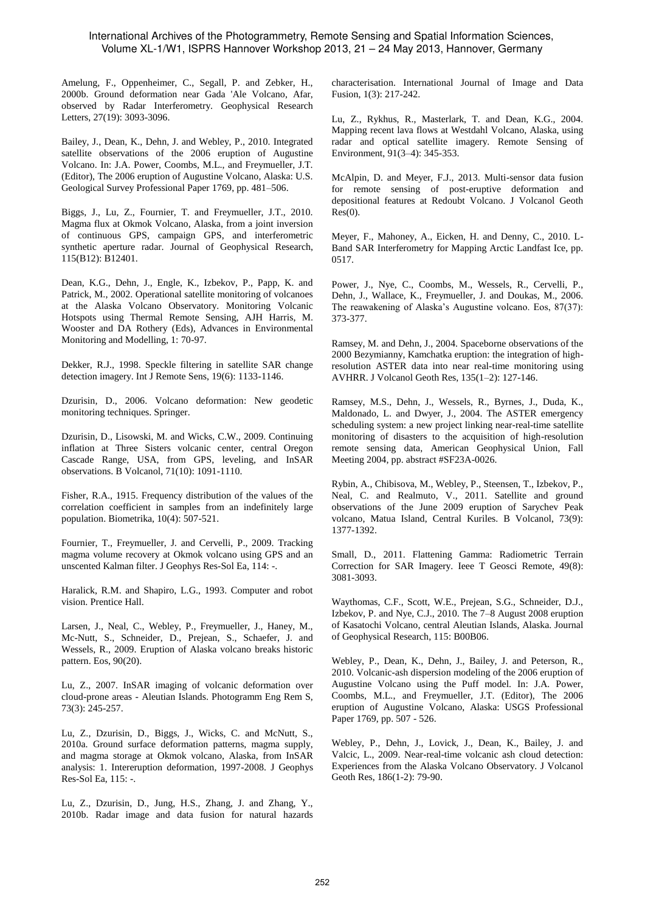Amelung, F., Oppenheimer, C., Segall, P. and Zebker, H., 2000b. Ground deformation near Gada 'Ale Volcano, Afar, observed by Radar Interferometry. Geophysical Research Letters, 27(19): 3093-3096.

Bailey, J., Dean, K., Dehn, J. and Webley, P., 2010. Integrated satellite observations of the 2006 eruption of Augustine Volcano. In: J.A. Power, Coombs, M.L., and Freymueller, J.T. (Editor), The 2006 eruption of Augustine Volcano, Alaska: U.S. Geological Survey Professional Paper 1769, pp. 481–506.

Biggs, J., Lu, Z., Fournier, T. and Freymueller, J.T., 2010. Magma flux at Okmok Volcano, Alaska, from a joint inversion of continuous GPS, campaign GPS, and interferometric synthetic aperture radar. Journal of Geophysical Research, 115(B12): B12401.

Dean, K.G., Dehn, J., Engle, K., Izbekov, P., Papp, K. and Patrick, M., 2002. Operational satellite monitoring of volcanoes at the Alaska Volcano Observatory. Monitoring Volcanic Hotspots using Thermal Remote Sensing, AJH Harris, M. Wooster and DA Rothery (Eds), Advances in Environmental Monitoring and Modelling, 1: 70-97.

Dekker, R.J., 1998. Speckle filtering in satellite SAR change detection imagery. Int J Remote Sens, 19(6): 1133-1146.

Dzurisin, D., 2006. Volcano deformation: New geodetic monitoring techniques. Springer.

Dzurisin, D., Lisowski, M. and Wicks, C.W., 2009. Continuing inflation at Three Sisters volcanic center, central Oregon Cascade Range, USA, from GPS, leveling, and InSAR observations. B Volcanol, 71(10): 1091-1110.

Fisher, R.A., 1915. Frequency distribution of the values of the correlation coefficient in samples from an indefinitely large population. Biometrika, 10(4): 507-521.

Fournier, T., Freymueller, J. and Cervelli, P., 2009. Tracking magma volume recovery at Okmok volcano using GPS and an unscented Kalman filter. J Geophys Res-Sol Ea, 114: -.

Haralick, R.M. and Shapiro, L.G., 1993. Computer and robot vision. Prentice Hall.

Larsen, J., Neal, C., Webley, P., Freymueller, J., Haney, M., Mc-Nutt, S., Schneider, D., Prejean, S., Schaefer, J. and Wessels, R., 2009. Eruption of Alaska volcano breaks historic pattern. Eos, 90(20).

Lu, Z., 2007. InSAR imaging of volcanic deformation over cloud-prone areas - Aleutian Islands. Photogramm Eng Rem S, 73(3): 245-257.

Lu, Z., Dzurisin, D., Biggs, J., Wicks, C. and McNutt, S., 2010a. Ground surface deformation patterns, magma supply, and magma storage at Okmok volcano, Alaska, from InSAR analysis: 1. Intereruption deformation, 1997-2008. J Geophys Res-Sol Ea, 115: -.

Lu, Z., Dzurisin, D., Jung, H.S., Zhang, J. and Zhang, Y., 2010b. Radar image and data fusion for natural hazards characterisation. International Journal of Image and Data Fusion, 1(3): 217-242.

Lu, Z., Rykhus, R., Masterlark, T. and Dean, K.G., 2004. Mapping recent lava flows at Westdahl Volcano, Alaska, using radar and optical satellite imagery. Remote Sensing of Environment, 91(3–4): 345-353.

McAlpin, D. and Meyer, F.J., 2013. Multi-sensor data fusion for remote sensing of post-eruptive deformation and depositional features at Redoubt Volcano. J Volcanol Geoth Res(0).

Meyer, F., Mahoney, A., Eicken, H. and Denny, C., 2010. L-Band SAR Interferometry for Mapping Arctic Landfast Ice, pp. 0517.

Power, J., Nye, C., Coombs, M., Wessels, R., Cervelli, P., Dehn, J., Wallace, K., Freymueller, J. and Doukas, M., 2006. The reawakening of Alaska's Augustine volcano. Eos, 87(37): 373-377.

Ramsey, M. and Dehn, J., 2004. Spaceborne observations of the 2000 Bezymianny, Kamchatka eruption: the integration of high-resolution ASTER data into near real-time monitoring using AVHRR. J Volcanol Geoth Res, 135(1–2): 127-146.

Ramsey, M.S., Dehn, J., Wessels, R., Byrnes, J., Duda, K., Maldonado, L. and Dwyer, J., 2004. The ASTER emergency scheduling system: a new project linking near-real-time satellite monitoring of disasters to the acquisition of high-resolution remote sensing data, American Geophysical Union, Fall Meeting 2004, pp. abstract #SF23A-0026.

Rybin, A., Chibisova, M., Webley, P., Steensen, T., Izbekov, P., Neal, C. and Realmuto, V., 2011. Satellite and ground observations of the June 2009 eruption of Sarychev Peak volcano, Matua Island, Central Kuriles. B Volcanol, 73(9): 1377-1392.

Small, D., 2011. Flattening Gamma: Radiometric Terrain Correction for SAR Imagery. Ieee T Geosci Remote, 49(8): 3081-3093.

Waythomas, C.F., Scott, W.E., Prejean, S.G., Schneider, D.J., Izbekov, P. and Nye, C.J., 2010. The 7–8 August 2008 eruption of Kasatochi Volcano, central Aleutian Islands, Alaska. Journal of Geophysical Research, 115: B00B06.

Webley, P., Dean, K., Dehn, J., Bailey, J. and Peterson, R., 2010. Volcanic-ash dispersion modeling of the 2006 eruption of Augustine Volcano using the Puff model. In: J.A. Power, Coombs, M.L., and Freymueller, J.T. (Editor), The 2006 eruption of Augustine Volcano, Alaska: USGS Professional Paper 1769, pp. 507 - 526.

Webley, P., Dehn, J., Lovick, J., Dean, K., Bailey, J. and Valcic, L., 2009. Near-real-time volcanic ash cloud detection: Experiences from the Alaska Volcano Observatory. J Volcanol Geoth Res, 186(1-2): 79-90.